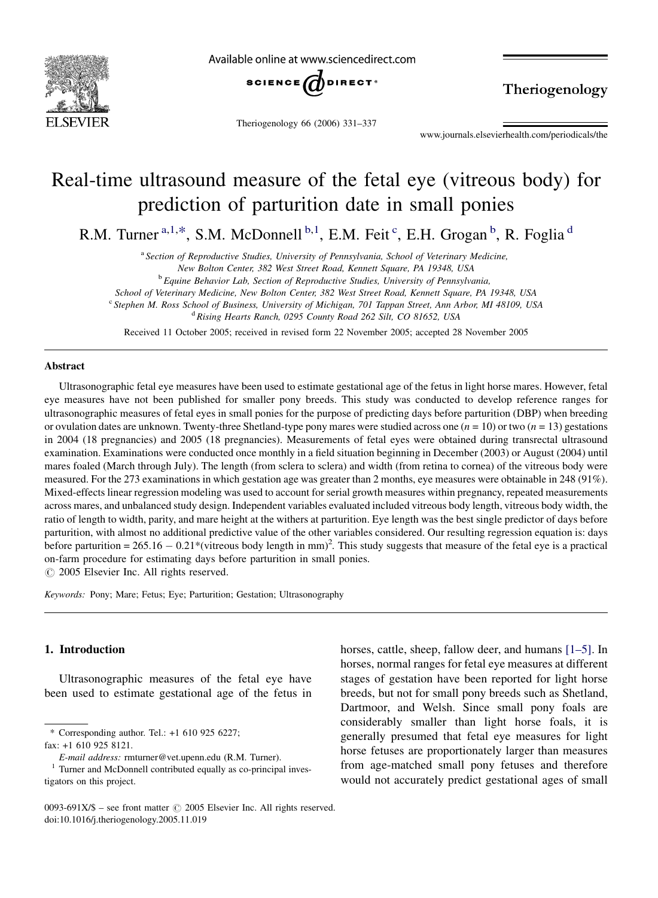# Real-time ultrasound measure of the fetal eye (vitreous body) for prediction of parturition date in small ponies

R.M. Turner [a,1,*], S.M. McDonnell [b,1], E.M. Feit [c], E.H. Grogan [b], R. Foglia [d]

[a] *Section of Reproductive Studies, University of Pennsylvania, School of Veterinary Medicine, New Bolton Center, 382 West Street Road, Kennett Square, PA 19348, USA*

[b] *Equine Behavior Lab, Section of Reproductive Studies, University of Pennsylvania, School of Veterinary Medicine, New Bolton Center, 382 West Street Road, Kennett Square, PA 19348, USA*

[c] *Stephen M. Ross School of Business, University of Michigan, 701 Tappan Street, Ann Arbor, MI 48109, USA*

[d] *Rising Hearts Ranch, 0295 County Road 262 Silt, CO 81652, USA*

Received 11 October 2005; received in revised form 22 November 2005; accepted 28 November 2005

## Abstract

Ultrasonographic fetal eye measures have been used to estimate gestational age of the fetus in light horse mares. However, fetal eye measures have not been published for smaller pony breeds. This study was conducted to develop reference ranges for ultrasonographic measures of fetal eyes in small ponies for the purpose of predicting days before parturition (DBP) when breeding or ovulation dates are unknown. Twenty-three Shetland-type pony mares were studied across one ($n = 10$) or two ($n = 13$) gestations in 2004 (18 pregnancies) and 2005 (18 pregnancies). Measurements of fetal eyes were obtained during transrectal ultrasound examination. Examinations were conducted once monthly in a field situation beginning in December (2003) or August (2004) until mares foaled (March through July). The length (from sclera to sclera) and width (from retina to cornea) of the vitreous body were measured. For the 273 examinations in which gestation age was greater than 2 months, eye measures were obtainable in 248 (91%). Mixed-effects linear regression modeling was used to account for serial growth measures within pregnancy, repeated measurements across mares, and unbalanced study design. Independent variables evaluated included vitreous body length, vitreous body width, the ratio of length to width, parity, and mare height at the withers at parturition. Eye length was the best single predictor of days before parturition, with almost no additional predictive value of the other variables considered. Our resulting regression equation is: days before parturition = 265.16 − 0.21*(vitreous body length in mm)$^2$. This study suggests that measure of the fetal eye is a practical on-farm procedure for estimating days before parturition in small ponies.

© 2005 Elsevier Inc. All rights reserved.

*Keywords:* Pony; Mare; Fetus; Eye; Parturition; Gestation; Ultrasonography

## 1. Introduction

Ultrasonographic measures of the fetal eye have been used to estimate gestational age of the fetus in horses, cattle, sheep, fallow deer, and humans [1–5]. In horses, normal ranges for fetal eye measures at different stages of gestation have been reported for light horse breeds, but not for small pony breeds such as Shetland, Dartmoor, and Welsh. Since small pony foals are considerably smaller than light horse foals, it is generally presumed that fetal eye measures for light horse fetuses are proportionately larger than measures from age-matched small pony fetuses and therefore would not accurately predict gestational ages of small

---

\* Corresponding author. Tel.: +1 610 925 6227; fax: +1 610 925 8121.

*E-mail address:* rmturner@vet.upenn.edu (R.M. Turner).

[1] Turner and McDonnell contributed equally as co-principal investigators on this project.

0093-691X/$ – see front matter © 2005 Elsevier Inc. All rights reserved.
doi:10.1016/j.theriogenology.2005.11.019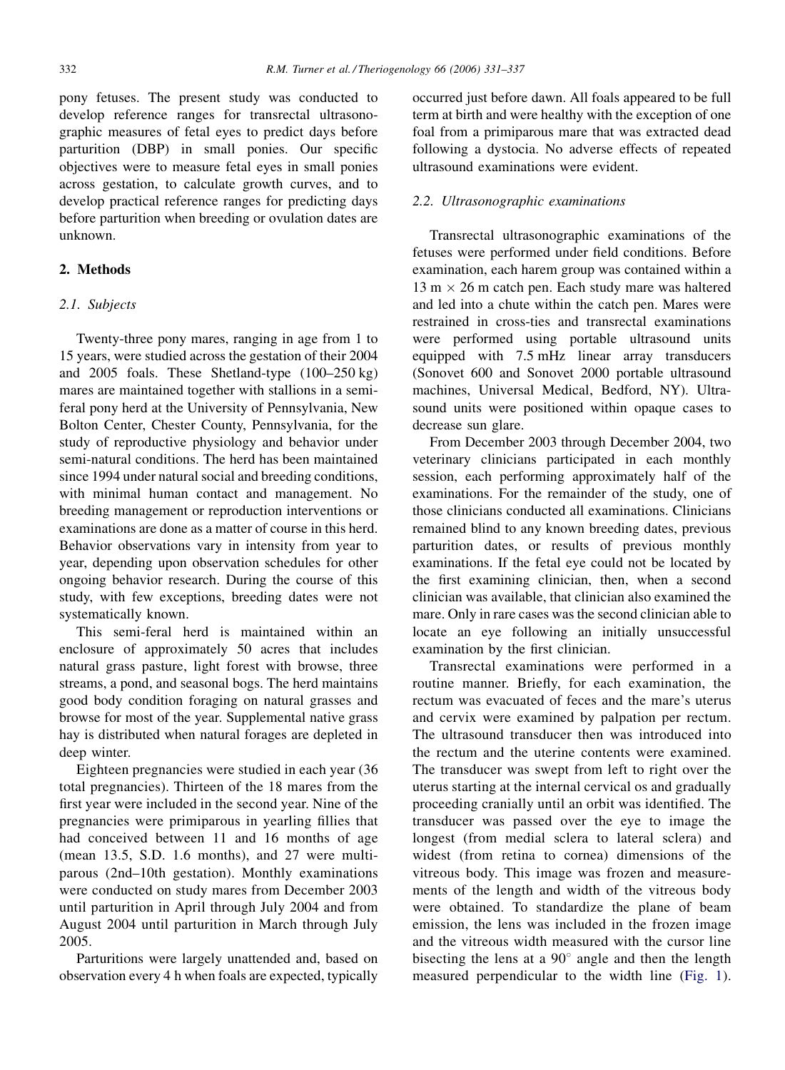pony fetuses. The present study was conducted to develop reference ranges for transrectal ultrasonographic measures of fetal eyes to predict days before parturition (DBP) in small ponies. Our specific objectives were to measure fetal eyes in small ponies across gestation, to calculate growth curves, and to develop practical reference ranges for predicting days before parturition when breeding or ovulation dates are unknown.

## 2. Methods

### 2.1. Subjects

Twenty-three pony mares, ranging in age from 1 to 15 years, were studied across the gestation of their 2004 and 2005 foals. These Shetland-type (100–250 kg) mares are maintained together with stallions in a semi-feral pony herd at the University of Pennsylvania, New Bolton Center, Chester County, Pennsylvania, for the study of reproductive physiology and behavior under semi-natural conditions. The herd has been maintained since 1994 under natural social and breeding conditions, with minimal human contact and management. No breeding management or reproduction interventions or examinations are done as a matter of course in this herd. Behavior observations vary in intensity from year to year, depending upon observation schedules for other ongoing behavior research. During the course of this study, with few exceptions, breeding dates were not systematically known.

This semi-feral herd is maintained within an enclosure of approximately 50 acres that includes natural grass pasture, light forest with browse, three streams, a pond, and seasonal bogs. The herd maintains good body condition foraging on natural grasses and browse for most of the year. Supplemental native grass hay is distributed when natural forages are depleted in deep winter.

Eighteen pregnancies were studied in each year (36 total pregnancies). Thirteen of the 18 mares from the first year were included in the second year. Nine of the pregnancies were primiparous in yearling fillies that had conceived between 11 and 16 months of age (mean 13.5, S.D. 1.6 months), and 27 were multiparous (2nd–10th gestation). Monthly examinations were conducted on study mares from December 2003 until parturition in April through July 2004 and from August 2004 until parturition in March through July 2005.

Parturitions were largely unattended and, based on observation every 4 h when foals are expected, typically occurred just before dawn. All foals appeared to be full term at birth and were healthy with the exception of one foal from a primiparous mare that was extracted dead following a dystocia. No adverse effects of repeated ultrasound examinations were evident.

### 2.2. Ultrasonographic examinations

Transrectal ultrasonographic examinations of the fetuses were performed under field conditions. Before examination, each harem group was contained within a 13 m × 26 m catch pen. Each study mare was haltered and led into a chute within the catch pen. Mares were restrained in cross-ties and transrectal examinations were performed using portable ultrasound units equipped with 7.5 mHz linear array transducers (Sonovet 600 and Sonovet 2000 portable ultrasound machines, Universal Medical, Bedford, NY). Ultrasound units were positioned within opaque cases to decrease sun glare.

From December 2003 through December 2004, two veterinary clinicians participated in each monthly session, each performing approximately half of the examinations. For the remainder of the study, one of those clinicians conducted all examinations. Clinicians remained blind to any known breeding dates, previous parturition dates, or results of previous monthly examinations. If the fetal eye could not be located by the first examining clinician, then, when a second clinician was available, that clinician also examined the mare. Only in rare cases was the second clinician able to locate an eye following an initially unsuccessful examination by the first clinician.

Transrectal examinations were performed in a routine manner. Briefly, for each examination, the rectum was evacuated of feces and the mare's uterus and cervix were examined by palpation per rectum. The ultrasound transducer then was introduced into the rectum and the uterine contents were examined. The transducer was swept from left to right over the uterus starting at the internal cervical os and gradually proceeding cranially until an orbit was identified. The transducer was passed over the eye to image the longest (from medial sclera to lateral sclera) and widest (from retina to cornea) dimensions of the vitreous body. This image was frozen and measurements of the length and width of the vitreous body were obtained. To standardize the plane of beam emission, the lens was included in the frozen image and the vitreous width measured with the cursor line bisecting the lens at a 90° angle and then the length measured perpendicular to the width line (Fig. 1).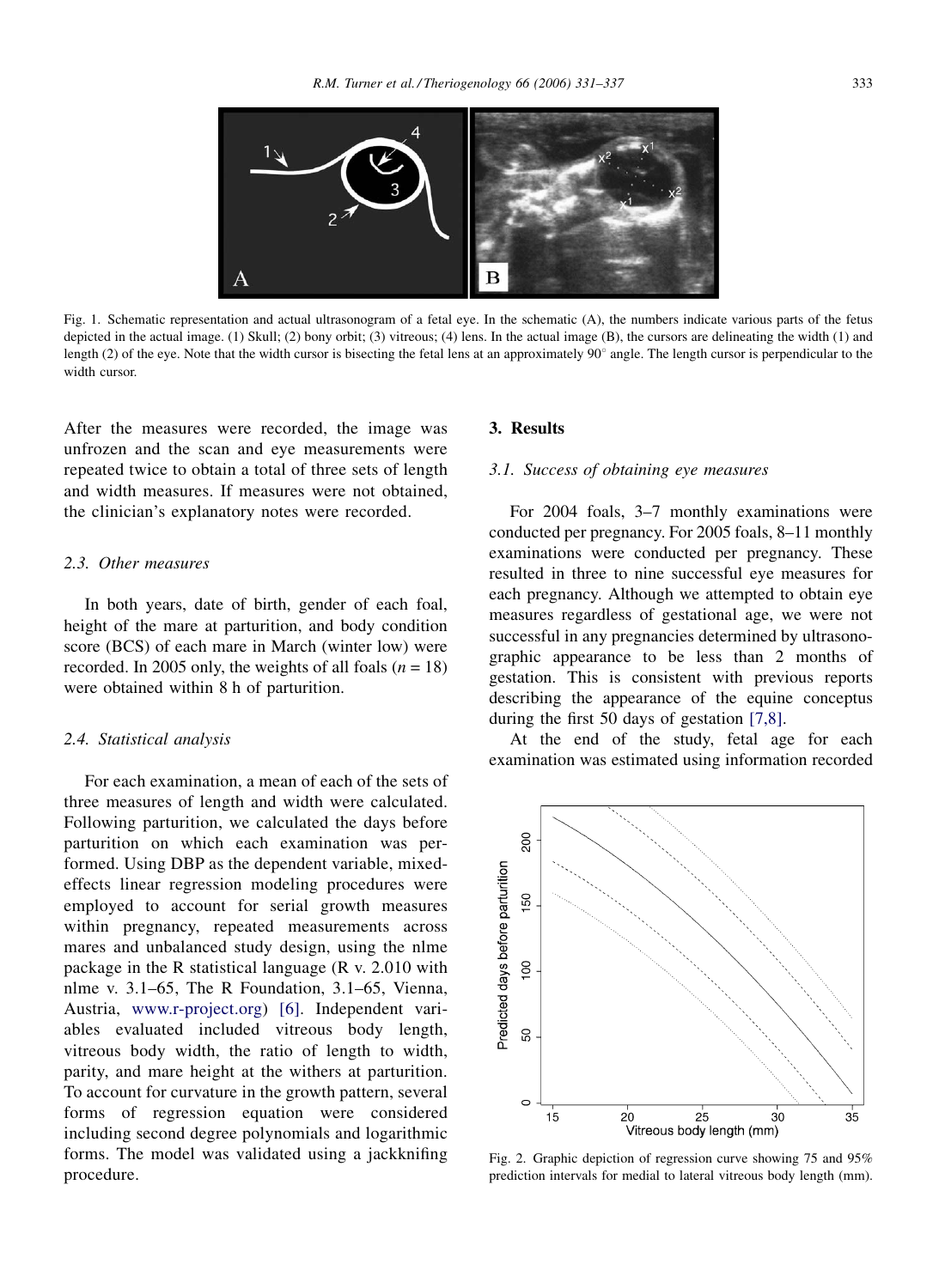Fig. 1. Schematic representation and actual ultrasonogram of a fetal eye. In the schematic (A), the numbers indicate various parts of the fetus depicted in the actual image. (1) Skull; (2) bony orbit; (3) vitreous; (4) lens. In the actual image (B), the cursors are delineating the width (1) and length (2) of the eye. Note that the width cursor is bisecting the fetal lens at an approximately 90° angle. The length cursor is perpendicular to the width cursor.

After the measures were recorded, the image was unfrozen and the scan and eye measurements were repeated twice to obtain a total of three sets of length and width measures. If measures were not obtained, the clinician's explanatory notes were recorded.

### 2.3. Other measures

In both years, date of birth, gender of each foal, height of the mare at parturition, and body condition score (BCS) of each mare in March (winter low) were recorded. In 2005 only, the weights of all foals ($n = 18$) were obtained within 8 h of parturition.

### 2.4. Statistical analysis

For each examination, a mean of each of the sets of three measures of length and width were calculated. Following parturition, we calculated the days before parturition on which each examination was performed. Using DBP as the dependent variable, mixed-effects linear regression modeling procedures were employed to account for serial growth measures within pregnancy, repeated measurements across mares and unbalanced study design, using the nlme package in the R statistical language (R v. 2.010 with nlme v. 3.1–65, The R Foundation, 3.1–65, Vienna, Austria, www.r-project.org) [6]. Independent variables evaluated included vitreous body length, vitreous body width, the ratio of length to width, parity, and mare height at the withers at parturition. To account for curvature in the growth pattern, several forms of regression equation were considered including second degree polynomials and logarithmic forms. The model was validated using a jackknifing procedure.

## 3. Results

### 3.1. Success of obtaining eye measures

For 2004 foals, 3–7 monthly examinations were conducted per pregnancy. For 2005 foals, 8–11 monthly examinations were conducted per pregnancy. These resulted in three to nine successful eye measures for each pregnancy. Although we attempted to obtain eye measures regardless of gestational age, we were not successful in any pregnancies determined by ultrasonographic appearance to be less than 2 months of gestation. This is consistent with previous reports describing the appearance of the equine conceptus during the first 50 days of gestation [7,8].

At the end of the study, fetal age for each examination was estimated using information recorded

Fig. 2. Graphic depiction of regression curve showing 75 and 95% prediction intervals for medial to lateral vitreous body length (mm).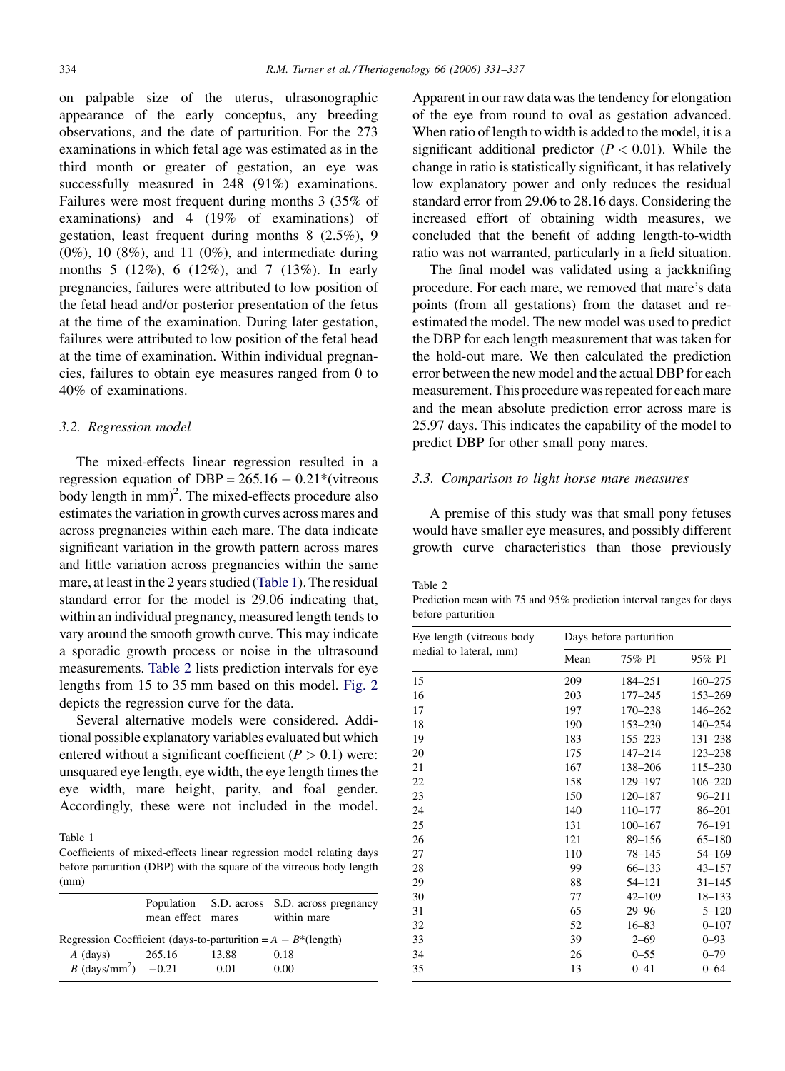on palpable size of the uterus, ultrasonographic appearance of the early conceptus, any breeding observations, and the date of parturition. For the 273 examinations in which fetal age was estimated as in the third month or greater of gestation, an eye was successfully measured in 248 (91%) examinations. Failures were most frequent during months 3 (35% of examinations) and 4 (19% of examinations) of gestation, least frequent during months 8 (2.5%), 9 (0%), 10 (8%), and 11 (0%), and intermediate during months 5 (12%), 6 (12%), and 7 (13%). In early pregnancies, failures were attributed to low position of the fetal head and/or posterior presentation of the fetus at the time of the examination. During later gestation, failures were attributed to low position of the fetal head at the time of examination. Within individual pregnancies, failures to obtain eye measures ranged from 0 to 40% of examinations.

### 3.2. Regression model

The mixed-effects linear regression resulted in a regression equation of $\text{DBP} = 265.16 - 0.21*(\text{vitreous body length in mm})^2$. The mixed-effects procedure also estimates the variation in growth curves across mares and across pregnancies within each mare. The data indicate significant variation in the growth pattern across mares and little variation across pregnancies within the same mare, at least in the 2 years studied (Table 1). The residual standard error for the model is 29.06 indicating that, within an individual pregnancy, measured length tends to vary around the smooth growth curve. This may indicate a sporadic growth process or noise in the ultrasound measurements. Table 2 lists prediction intervals for eye lengths from 15 to 35 mm based on this model. Fig. 2 depicts the regression curve for the data.

Several alternative models were considered. Additional possible explanatory variables evaluated but which entered without a significant coefficient ($P > 0.1$) were: unsquared eye length, eye width, the eye length times the eye width, mare height, parity, and foal gender. Accordingly, these were not included in the model.

Table 1
Coefficients of mixed-effects linear regression model relating days before parturition (DBP) with the square of the vitreous body length (mm)

| | Population mean effect | S.D. across mares | S.D. across pregnancy within mare |
|---|---|---|---|
| Regression Coefficient (days-to-parturition = $A - B$*(length) | | | |
| $A$ (days) | 265.16 | 13.88 | 0.18 |
| $B$ (days/mm$^2$) | −0.21 | 0.01 | 0.00 |

Apparent in our raw data was the tendency for elongation of the eye from round to oval as gestation advanced. When ratio of length to width is added to the model, it is a significant additional predictor ($P < 0.01$). While the change in ratio is statistically significant, it has relatively low explanatory power and only reduces the residual standard error from 29.06 to 28.16 days. Considering the increased effort of obtaining width measures, we concluded that the benefit of adding length-to-width ratio was not warranted, particularly in a field situation.

The final model was validated using a jackknifing procedure. For each mare, we removed that mare's data points (from all gestations) from the dataset and re-estimated the model. The new model was used to predict the DBP for each length measurement that was taken for the hold-out mare. We then calculated the prediction error between the new model and the actual DBP for each measurement. This procedure was repeated for each mare and the mean absolute prediction error across mare is 25.97 days. This indicates the capability of the model to predict DBP for other small pony mares.

### 3.3. Comparison to light horse mare measures

A premise of this study was that small pony fetuses would have smaller eye measures, and possibly different growth curve characteristics than those previously

Table 2
Prediction mean with 75 and 95% prediction interval ranges for days before parturition

| Eye length (vitreous body medial to lateral, mm) | Days before parturition | | |
|---|---|---|---|
| | Mean | 75% PI | 95% PI |
| 15 | 209 | 184–251 | 160–275 |
| 16 | 203 | 177–245 | 153–269 |
| 17 | 197 | 170–238 | 146–262 |
| 18 | 190 | 153–230 | 140–254 |
| 19 | 183 | 155–223 | 131–238 |
| 20 | 175 | 147–214 | 123–238 |
| 21 | 167 | 138–206 | 115–230 |
| 22 | 158 | 129–197 | 106–220 |
| 23 | 150 | 120–187 | 96–211 |
| 24 | 140 | 110–177 | 86–201 |
| 25 | 131 | 100–167 | 76–191 |
| 26 | 121 | 89–156 | 65–180 |
| 27 | 110 | 78–145 | 54–169 |
| 28 | 99 | 66–133 | 43–157 |
| 29 | 88 | 54–121 | 31–145 |
| 30 | 77 | 42–109 | 18–133 |
| 31 | 65 | 29–96 | 5–120 |
| 32 | 52 | 16–83 | 0–107 |
| 33 | 39 | 2–69 | 0–93 |
| 34 | 26 | 0–55 | 0–79 |
| 35 | 13 | 0–41 | 0–64 |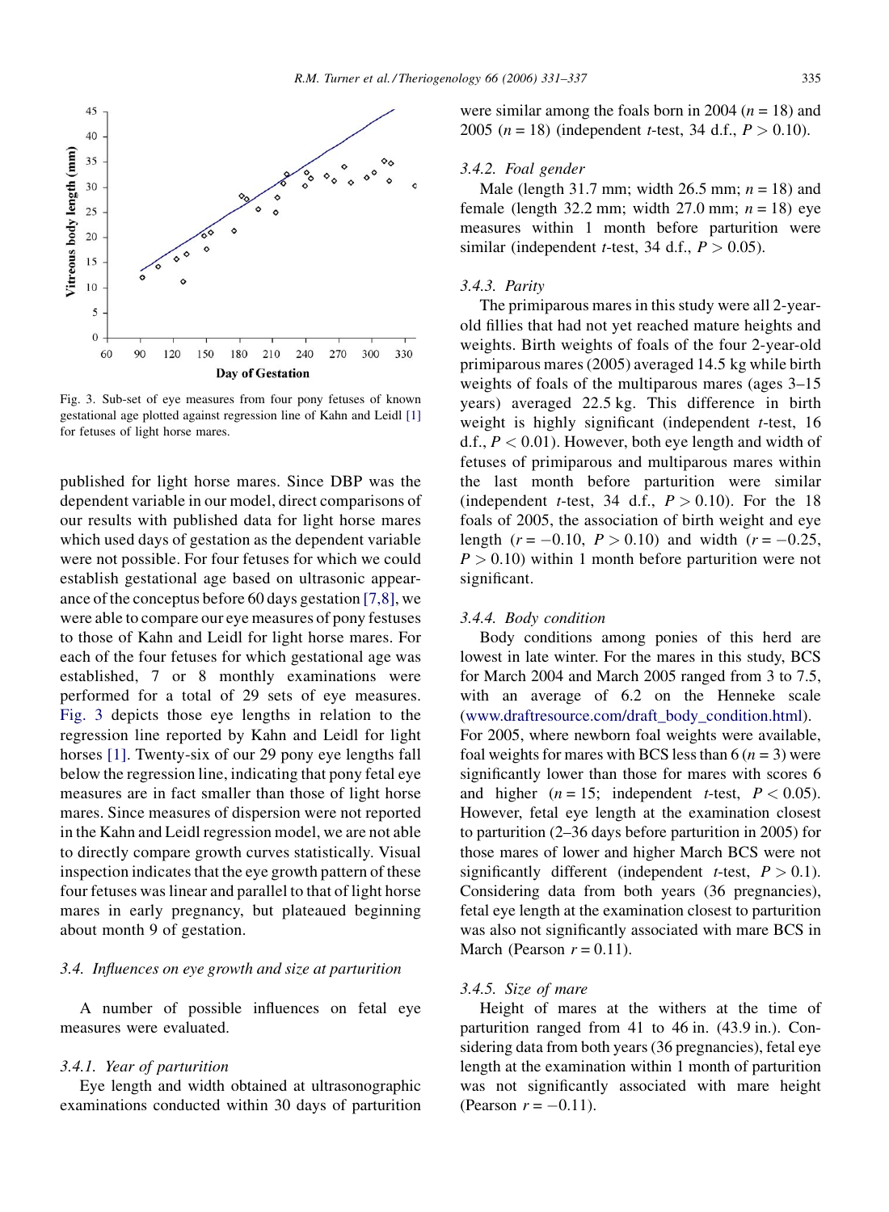Fig. 3. Sub-set of eye measures from four pony fetuses of known gestational age plotted against regression line of Kahn and Leidl [1] for fetuses of light horse mares.

published for light horse mares. Since DBP was the dependent variable in our model, direct comparisons of our results with published data for light horse mares which used days of gestation as the dependent variable were not possible. For four fetuses for which we could establish gestational age based on ultrasonic appearance of the conceptus before 60 days gestation [7,8], we were able to compare our eye measures of pony festuses to those of Kahn and Leidl for light horse mares. For each of the four fetuses for which gestational age was established, 7 or 8 monthly examinations were performed for a total of 29 sets of eye measures. Fig. 3 depicts those eye lengths in relation to the regression line reported by Kahn and Leidl for light horses [1]. Twenty-six of our 29 pony eye lengths fall below the regression line, indicating that pony fetal eye measures are in fact smaller than those of light horse mares. Since measures of dispersion were not reported in the Kahn and Leidl regression model, we are not able to directly compare growth curves statistically. Visual inspection indicates that the eye growth pattern of these four fetuses was linear and parallel to that of light horse mares in early pregnancy, but plateaued beginning about month 9 of gestation.

### 3.4. Influences on eye growth and size at parturition

A number of possible influences on fetal eye measures were evaluated.

#### 3.4.1. Year of parturition

Eye length and width obtained at ultrasonographic examinations conducted within 30 days of parturition were similar among the foals born in 2004 ($n = 18$) and 2005 ($n = 18$) (independent $t$-test, 34 d.f., $P > 0.10$).

#### 3.4.2. Foal gender

Male (length 31.7 mm; width 26.5 mm; $n = 18$) and female (length 32.2 mm; width 27.0 mm; $n = 18$) eye measures within 1 month before parturition were similar (independent $t$-test, 34 d.f., $P > 0.05$).

#### 3.4.3. Parity

The primiparous mares in this study were all 2-year-old fillies that had not yet reached mature heights and weights. Birth weights of foals of the four 2-year-old primiparous mares (2005) averaged 14.5 kg while birth weights of foals of the multiparous mares (ages 3–15 years) averaged 22.5 kg. This difference in birth weight is highly significant (independent $t$-test, 16 d.f., $P < 0.01$). However, both eye length and width of fetuses of primiparous and multiparous mares within the last month before parturition were similar (independent $t$-test, 34 d.f., $P > 0.10$). For the 18 foals of 2005, the association of birth weight and eye length ($r = -0.10$, $P > 0.10$) and width ($r = -0.25$, $P > 0.10$) within 1 month before parturition were not significant.

#### 3.4.4. Body condition

Body conditions among ponies of this herd are lowest in late winter. For the mares in this study, BCS for March 2004 and March 2005 ranged from 3 to 7.5, with an average of 6.2 on the Henneke scale (www.draftresource.com/draft_body_condition.html). For 2005, where newborn foal weights were available, foal weights for mares with BCS less than 6 ($n = 3$) were significantly lower than those for mares with scores 6 and higher ($n = 15$; independent $t$-test, $P < 0.05$). However, fetal eye length at the examination closest to parturition (2–36 days before parturition in 2005) for those mares of lower and higher March BCS were not significantly different (independent $t$-test, $P > 0.1$). Considering data from both years (36 pregnancies), fetal eye length at the examination closest to parturition was also not significantly associated with mare BCS in March (Pearson $r = 0.11$).

#### 3.4.5. Size of mare

Height of mares at the withers at the time of parturition ranged from 41 to 46 in. (43.9 in.). Considering data from both years (36 pregnancies), fetal eye length at the examination within 1 month of parturition was not significantly associated with mare height (Pearson $r = -0.11$).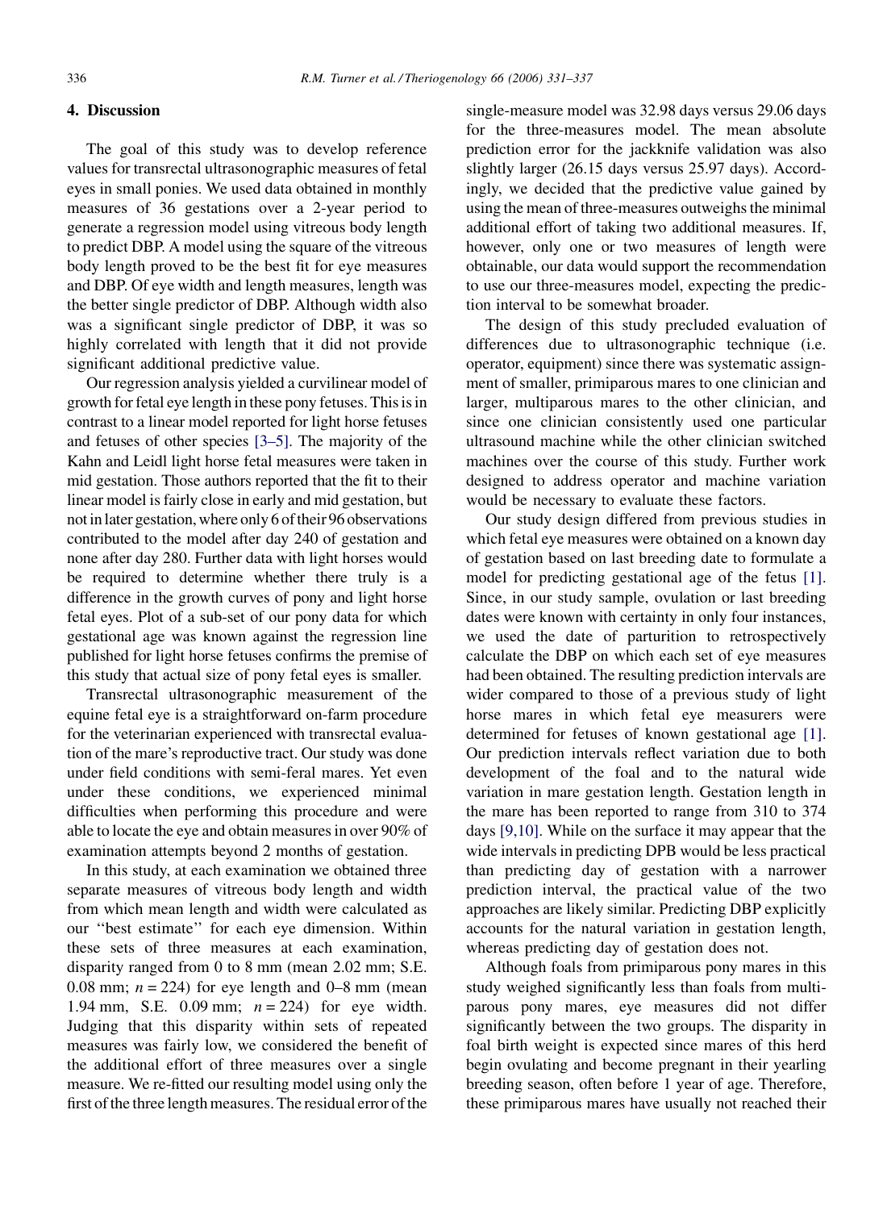## 4. Discussion

The goal of this study was to develop reference values for transrectal ultrasonographic measures of fetal eyes in small ponies. We used data obtained in monthly measures of 36 gestations over a 2-year period to generate a regression model using vitreous body length to predict DBP. A model using the square of the vitreous body length proved to be the best fit for eye measures and DBP. Of eye width and length measures, length was the better single predictor of DBP. Although width also was a significant single predictor of DBP, it was so highly correlated with length that it did not provide significant additional predictive value.

Our regression analysis yielded a curvilinear model of growth for fetal eye length in these pony fetuses. This is in contrast to a linear model reported for light horse fetuses and fetuses of other species [3–5]. The majority of the Kahn and Leidl light horse fetal measures were taken in mid gestation. Those authors reported that the fit to their linear model is fairly close in early and mid gestation, but not in later gestation, where only 6 of their 96 observations contributed to the model after day 240 of gestation and none after day 280. Further data with light horses would be required to determine whether there truly is a difference in the growth curves of pony and light horse fetal eyes. Plot of a sub-set of our pony data for which gestational age was known against the regression line published for light horse fetuses confirms the premise of this study that actual size of pony fetal eyes is smaller.

Transrectal ultrasonographic measurement of the equine fetal eye is a straightforward on-farm procedure for the veterinarian experienced with transrectal evaluation of the mare's reproductive tract. Our study was done under field conditions with semi-feral mares. Yet even under these conditions, we experienced minimal difficulties when performing this procedure and were able to locate the eye and obtain measures in over 90% of examination attempts beyond 2 months of gestation.

In this study, at each examination we obtained three separate measures of vitreous body length and width from which mean length and width were calculated as our "best estimate" for each eye dimension. Within these sets of three measures at each examination, disparity ranged from 0 to 8 mm (mean 2.02 mm; S.E. 0.08 mm; $n = 224$) for eye length and 0–8 mm (mean 1.94 mm, S.E. 0.09 mm; $n = 224$) for eye width. Judging that this disparity within sets of repeated measures was fairly low, we considered the benefit of the additional effort of three measures over a single measure. We re-fitted our resulting model using only the first of the three length measures. The residual error of the single-measure model was 32.98 days versus 29.06 days for the three-measures model. The mean absolute prediction error for the jackknife validation was also slightly larger (26.15 days versus 25.97 days). Accordingly, we decided that the predictive value gained by using the mean of three-measures outweighs the minimal additional effort of taking two additional measures. If, however, only one or two measures of length were obtainable, our data would support the recommendation to use our three-measures model, expecting the prediction interval to be somewhat broader.

The design of this study precluded evaluation of differences due to ultrasonographic technique (i.e. operator, equipment) since there was systematic assignment of smaller, primiparous mares to one clinician and larger, multiparous mares to the other clinician, and since one clinician consistently used one particular ultrasound machine while the other clinician switched machines over the course of this study. Further work designed to address operator and machine variation would be necessary to evaluate these factors.

Our study design differed from previous studies in which fetal eye measures were obtained on a known day of gestation based on last breeding date to formulate a model for predicting gestational age of the fetus [1]. Since, in our study sample, ovulation or last breeding dates were known with certainty in only four instances, we used the date of parturition to retrospectively calculate the DBP on which each set of eye measures had been obtained. The resulting prediction intervals are wider compared to those of a previous study of light horse mares in which fetal eye measurers were determined for fetuses of known gestational age [1]. Our prediction intervals reflect variation due to both development of the foal and to the natural wide variation in mare gestation length. Gestation length in the mare has been reported to range from 310 to 374 days [9,10]. While on the surface it may appear that the wide intervals in predicting DPB would be less practical than predicting day of gestation with a narrower prediction interval, the practical value of the two approaches are likely similar. Predicting DBP explicitly accounts for the natural variation in gestation length, whereas predicting day of gestation does not.

Although foals from primiparous pony mares in this study weighed significantly less than foals from multiparous pony mares, eye measures did not differ significantly between the two groups. The disparity in foal birth weight is expected since mares of this herd begin ovulating and become pregnant in their yearling breeding season, often before 1 year of age. Therefore, these primiparous mares have usually not reached their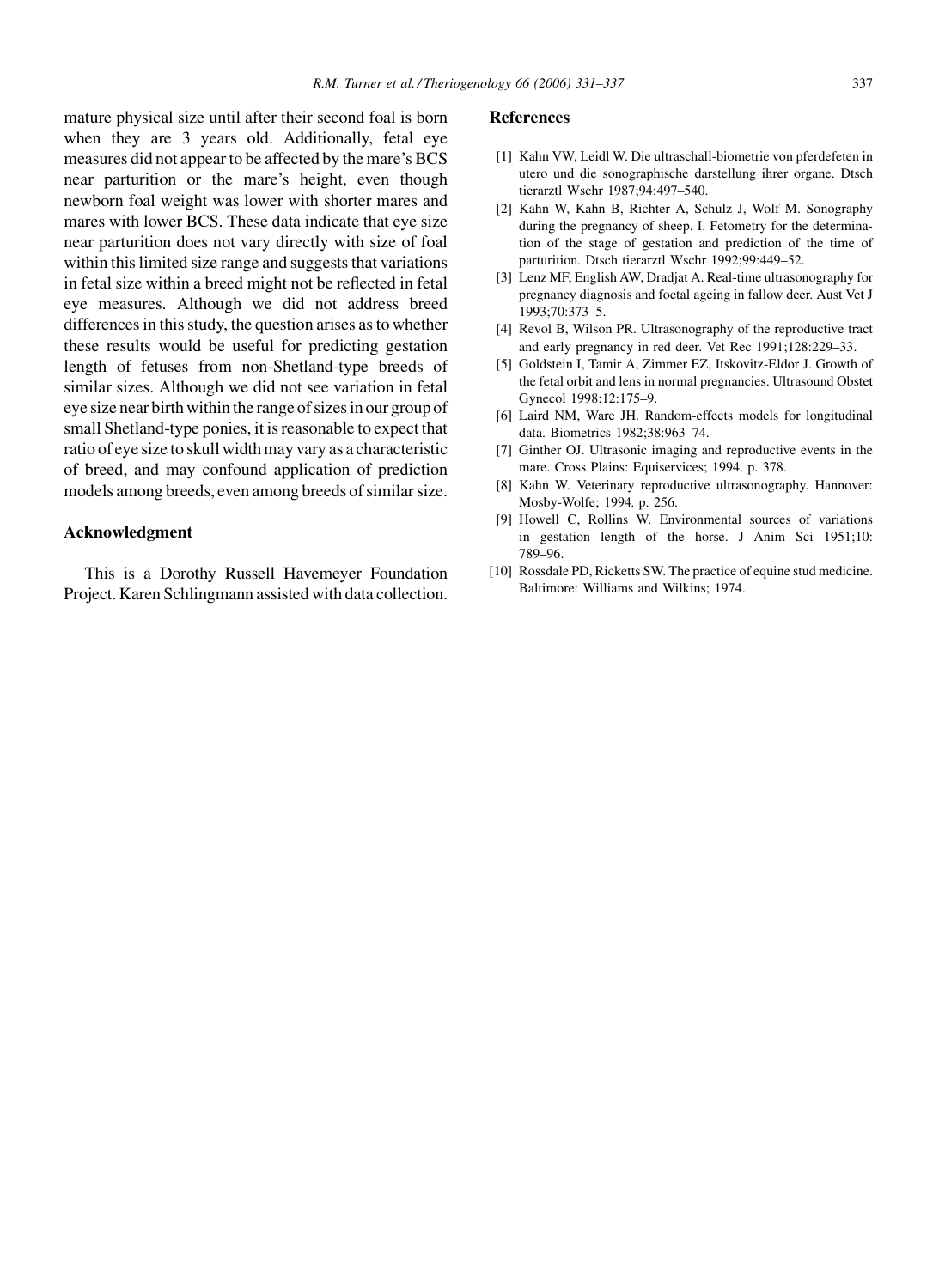mature physical size until after their second foal is born when they are 3 years old. Additionally, fetal eye measures did not appear to be affected by the mare's BCS near parturition or the mare's height, even though newborn foal weight was lower with shorter mares and mares with lower BCS. These data indicate that eye size near parturition does not vary directly with size of foal within this limited size range and suggests that variations in fetal size within a breed might not be reflected in fetal eye measures. Although we did not address breed differences in this study, the question arises as to whether these results would be useful for predicting gestation length of fetuses from non-Shetland-type breeds of similar sizes. Although we did not see variation in fetal eye size near birth within the range of sizes in our group of small Shetland-type ponies, it is reasonable to expect that ratio of eye size to skull width may vary as a characteristic of breed, and may confound application of prediction models among breeds, even among breeds of similar size.

## Acknowledgment

This is a Dorothy Russell Havemeyer Foundation Project. Karen Schlingmann assisted with data collection.

## References

[1] Kahn VW, Leidl W. Die ultraschall-biometrie von pferdefeten in utero und die sonographische darstellung ihrer organe. Dtsch tierarztl Wschr 1987;94:497–540.

[2] Kahn W, Kahn B, Richter A, Schulz J, Wolf M. Sonography during the pregnancy of sheep. I. Fetometry for the determination of the stage of gestation and prediction of the time of parturition. Dtsch tierarztl Wschr 1992;99:449–52.

[3] Lenz MF, English AW, Dradjat A. Real-time ultrasonography for pregnancy diagnosis and foetal ageing in fallow deer. Aust Vet J 1993;70:373–5.

[4] Revol B, Wilson PR. Ultrasonography of the reproductive tract and early pregnancy in red deer. Vet Rec 1991;128:229–33.

[5] Goldstein I, Tamir A, Zimmer EZ, Itskovitz-Eldor J. Growth of the fetal orbit and lens in normal pregnancies. Ultrasound Obstet Gynecol 1998;12:175–9.

[6] Laird NM, Ware JH. Random-effects models for longitudinal data. Biometrics 1982;38:963–74.

[7] Ginther OJ. Ultrasonic imaging and reproductive events in the mare. Cross Plains: Equiservices; 1994. p. 378.

[8] Kahn W. Veterinary reproductive ultrasonography. Hannover: Mosby-Wolfe; 1994. p. 256.

[9] Howell C, Rollins W. Environmental sources of variations in gestation length of the horse. J Anim Sci 1951;10: 789–96.

[10] Rossdale PD, Ricketts SW. The practice of equine stud medicine. Baltimore: Williams and Wilkins; 1974.